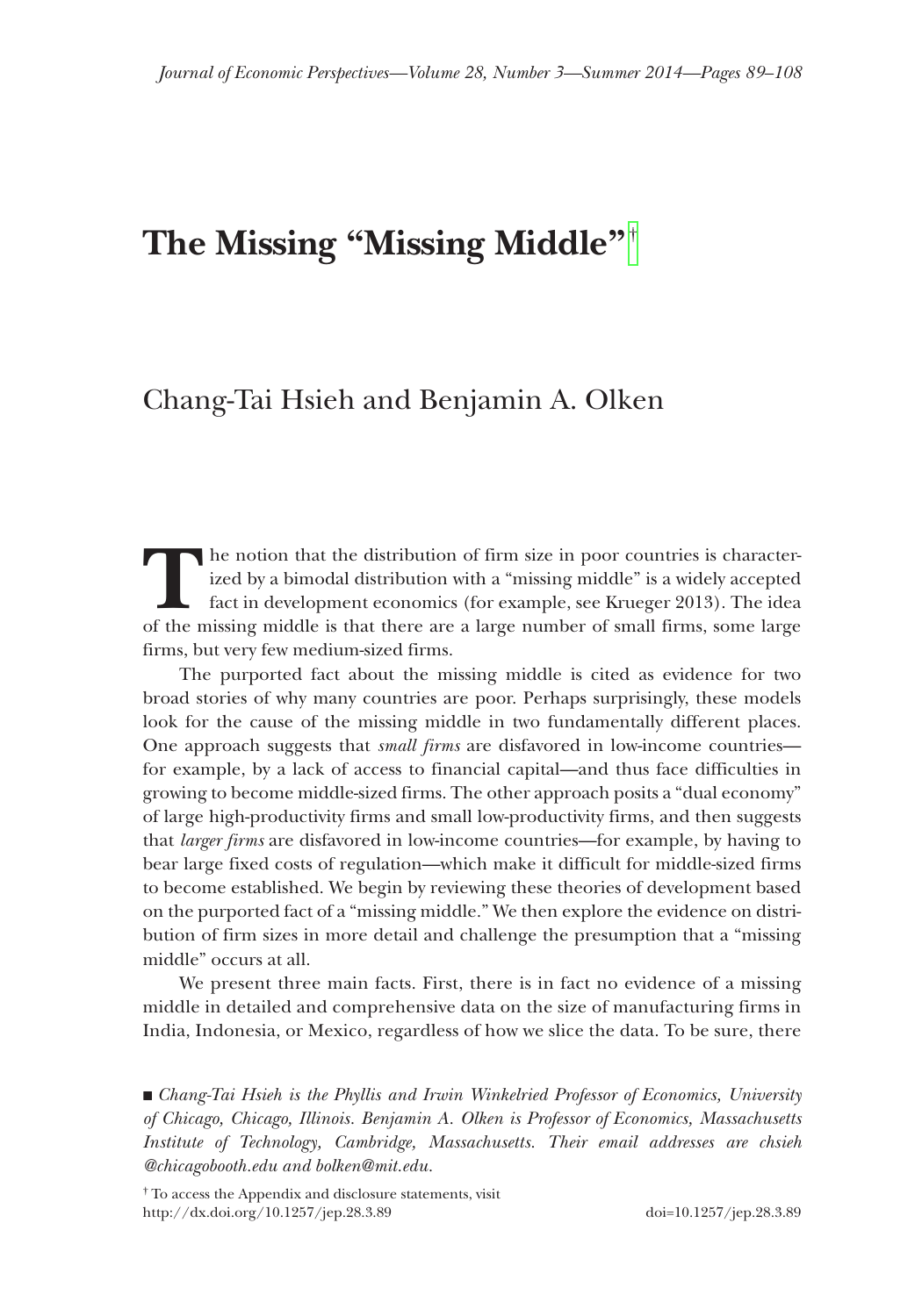# The Missing "Missing Middle"[†]

Chang-Tai Hsieh and Benjamin A. Olken

The notion that the distribution of firm size in poor countries is characterized by a bimodal distribution with a "missing middle" is a widely accepted fact in development economics (for example, see Krueger 2013). The idea of the missing middle is that there are a large number of small firms, some large firms, but very few medium-sized firms.

The purported fact about the missing middle is cited as evidence for two broad stories of why many countries are poor. Perhaps surprisingly, these models look for the cause of the missing middle in two fundamentally different places. One approach suggests that *small firms* are disfavored in low-income countries—for example, by a lack of access to financial capital—and thus face difficulties in growing to become middle-sized firms. The other approach posits a "dual economy" of large high-productivity firms and small low-productivity firms, and then suggests that *larger firms* are disfavored in low-income countries—for example, by having to bear large fixed costs of regulation—which make it difficult for middle-sized firms to become established. We begin by reviewing these theories of development based on the purported fact of a "missing middle." We then explore the evidence on distribution of firm sizes in more detail and challenge the presumption that a "missing middle" occurs at all.

We present three main facts. First, there is in fact no evidence of a missing middle in detailed and comprehensive data on the size of manufacturing firms in India, Indonesia, or Mexico, regardless of how we slice the data. To be sure, there

■ *Chang-Tai Hsieh is the Phyllis and Irwin Winkelried Professor of Economics, University of Chicago, Chicago, Illinois. Benjamin A. Olken is Professor of Economics, Massachusetts Institute of Technology, Cambridge, Massachusetts. Their email addresses are chsieh@chicagobooth.edu and bolken@mit.edu.*

[†] To access the Appendix and disclosure statements, visit
http://dx.doi.org/10.1257/jep.28.3.89

doi=10.1257/jep.28.3.89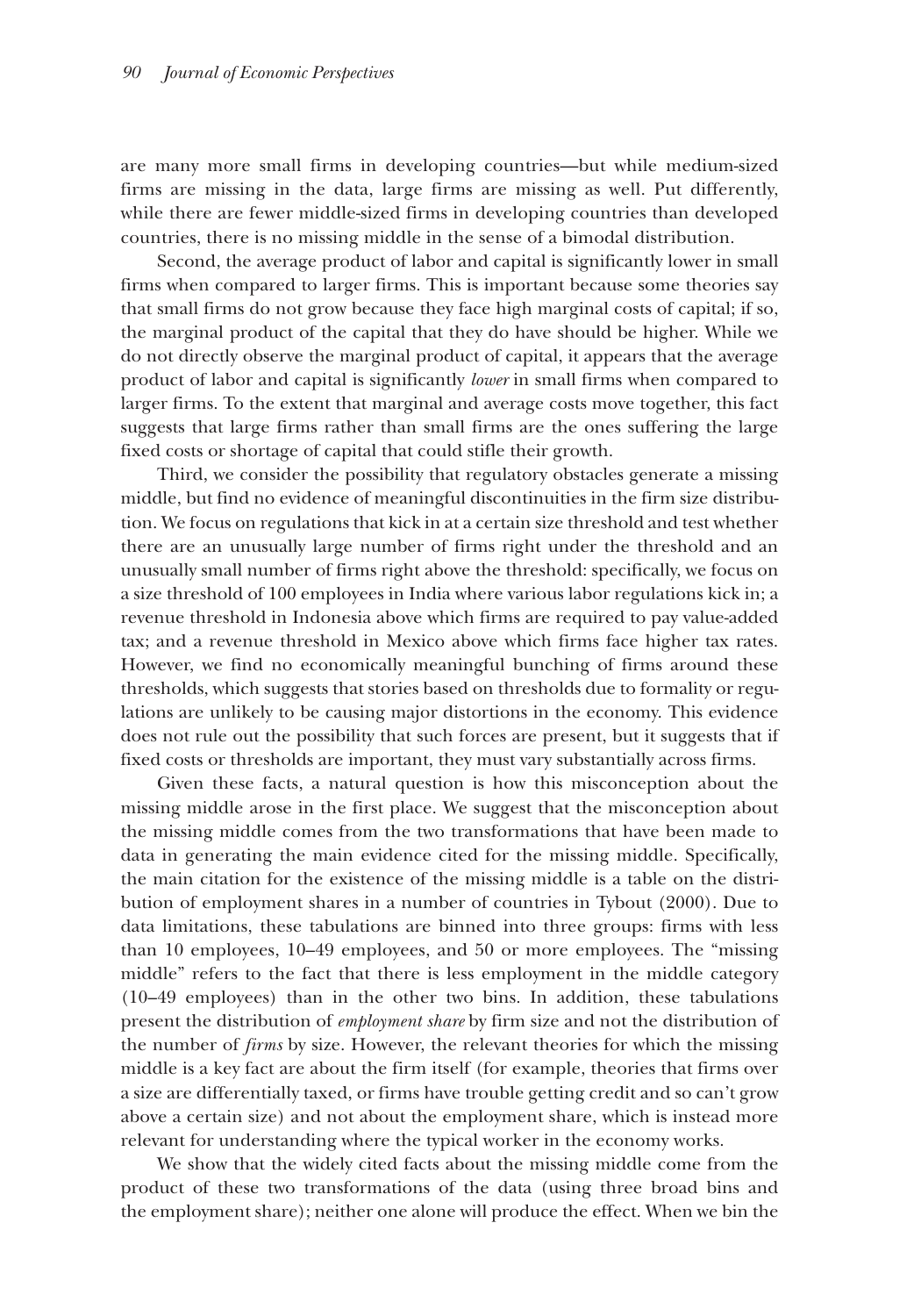are many more small firms in developing countries—but while medium-sized firms are missing in the data, large firms are missing as well. Put differently, while there are fewer middle-sized firms in developing countries than developed countries, there is no missing middle in the sense of a bimodal distribution.

Second, the average product of labor and capital is significantly lower in small firms when compared to larger firms. This is important because some theories say that small firms do not grow because they face high marginal costs of capital; if so, the marginal product of the capital that they do have should be higher. While we do not directly observe the marginal product of capital, it appears that the average product of labor and capital is significantly *lower* in small firms when compared to larger firms. To the extent that marginal and average costs move together, this fact suggests that large firms rather than small firms are the ones suffering the large fixed costs or shortage of capital that could stifle their growth.

Third, we consider the possibility that regulatory obstacles generate a missing middle, but find no evidence of meaningful discontinuities in the firm size distribution. We focus on regulations that kick in at a certain size threshold and test whether there are an unusually large number of firms right under the threshold and an unusually small number of firms right above the threshold: specifically, we focus on a size threshold of 100 employees in India where various labor regulations kick in; a revenue threshold in Indonesia above which firms are required to pay value-added tax; and a revenue threshold in Mexico above which firms face higher tax rates. However, we find no economically meaningful bunching of firms around these thresholds, which suggests that stories based on thresholds due to formality or regulations are unlikely to be causing major distortions in the economy. This evidence does not rule out the possibility that such forces are present, but it suggests that if fixed costs or thresholds are important, they must vary substantially across firms.

Given these facts, a natural question is how this misconception about the missing middle arose in the first place. We suggest that the misconception about the missing middle comes from the two transformations that have been made to data in generating the main evidence cited for the missing middle. Specifically, the main citation for the existence of the missing middle is a table on the distribution of employment shares in a number of countries in Tybout (2000). Due to data limitations, these tabulations are binned into three groups: firms with less than 10 employees, 10–49 employees, and 50 or more employees. The "missing middle" refers to the fact that there is less employment in the middle category (10–49 employees) than in the other two bins. In addition, these tabulations present the distribution of *employment share* by firm size and not the distribution of the number of *firms* by size. However, the relevant theories for which the missing middle is a key fact are about the firm itself (for example, theories that firms over a size are differentially taxed, or firms have trouble getting credit and so can't grow above a certain size) and not about the employment share, which is instead more relevant for understanding where the typical worker in the economy works.

We show that the widely cited facts about the missing middle come from the product of these two transformations of the data (using three broad bins and the employment share); neither one alone will produce the effect. When we bin the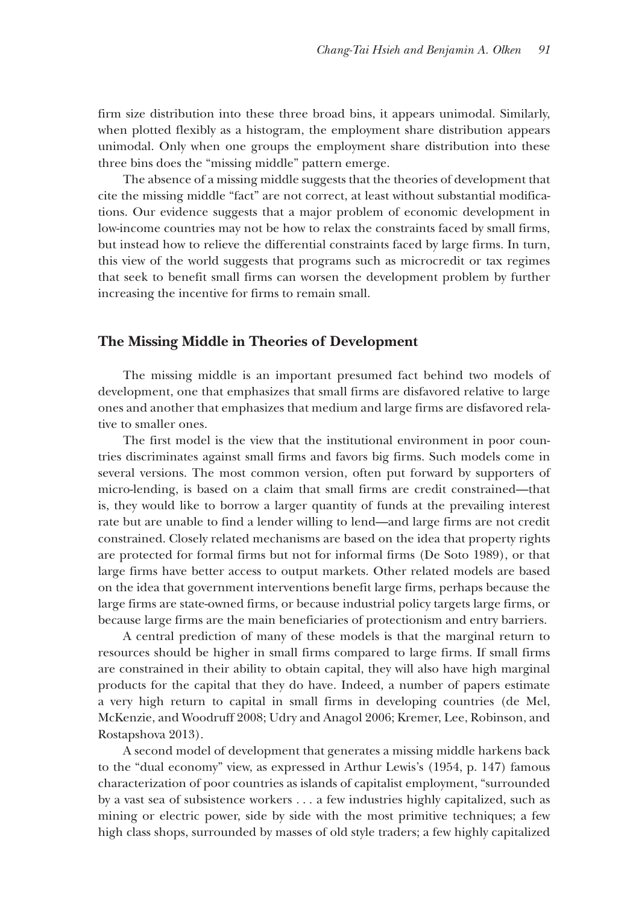firm size distribution into these three broad bins, it appears unimodal. Similarly, when plotted flexibly as a histogram, the employment share distribution appears unimodal. Only when one groups the employment share distribution into these three bins does the "missing middle" pattern emerge.

The absence of a missing middle suggests that the theories of development that cite the missing middle "fact" are not correct, at least without substantial modifications. Our evidence suggests that a major problem of economic development in low-income countries may not be how to relax the constraints faced by small firms, but instead how to relieve the differential constraints faced by large firms. In turn, this view of the world suggests that programs such as microcredit or tax regimes that seek to benefit small firms can worsen the development problem by further increasing the incentive for firms to remain small.

## The Missing Middle in Theories of Development

The missing middle is an important presumed fact behind two models of development, one that emphasizes that small firms are disfavored relative to large ones and another that emphasizes that medium and large firms are disfavored relative to smaller ones.

The first model is the view that the institutional environment in poor countries discriminates against small firms and favors big firms. Such models come in several versions. The most common version, often put forward by supporters of micro-lending, is based on a claim that small firms are credit constrained—that is, they would like to borrow a larger quantity of funds at the prevailing interest rate but are unable to find a lender willing to lend—and large firms are not credit constrained. Closely related mechanisms are based on the idea that property rights are protected for formal firms but not for informal firms (De Soto 1989), or that large firms have better access to output markets. Other related models are based on the idea that government interventions benefit large firms, perhaps because the large firms are state-owned firms, or because industrial policy targets large firms, or because large firms are the main beneficiaries of protectionism and entry barriers.

A central prediction of many of these models is that the marginal return to resources should be higher in small firms compared to large firms. If small firms are constrained in their ability to obtain capital, they will also have high marginal products for the capital that they do have. Indeed, a number of papers estimate a very high return to capital in small firms in developing countries (de Mel, McKenzie, and Woodruff 2008; Udry and Anagol 2006; Kremer, Lee, Robinson, and Rostapshova 2013).

A second model of development that generates a missing middle harkens back to the "dual economy" view, as expressed in Arthur Lewis's (1954, p. 147) famous characterization of poor countries as islands of capitalist employment, "surrounded by a vast sea of subsistence workers . . . a few industries highly capitalized, such as mining or electric power, side by side with the most primitive techniques; a few high class shops, surrounded by masses of old style traders; a few highly capitalized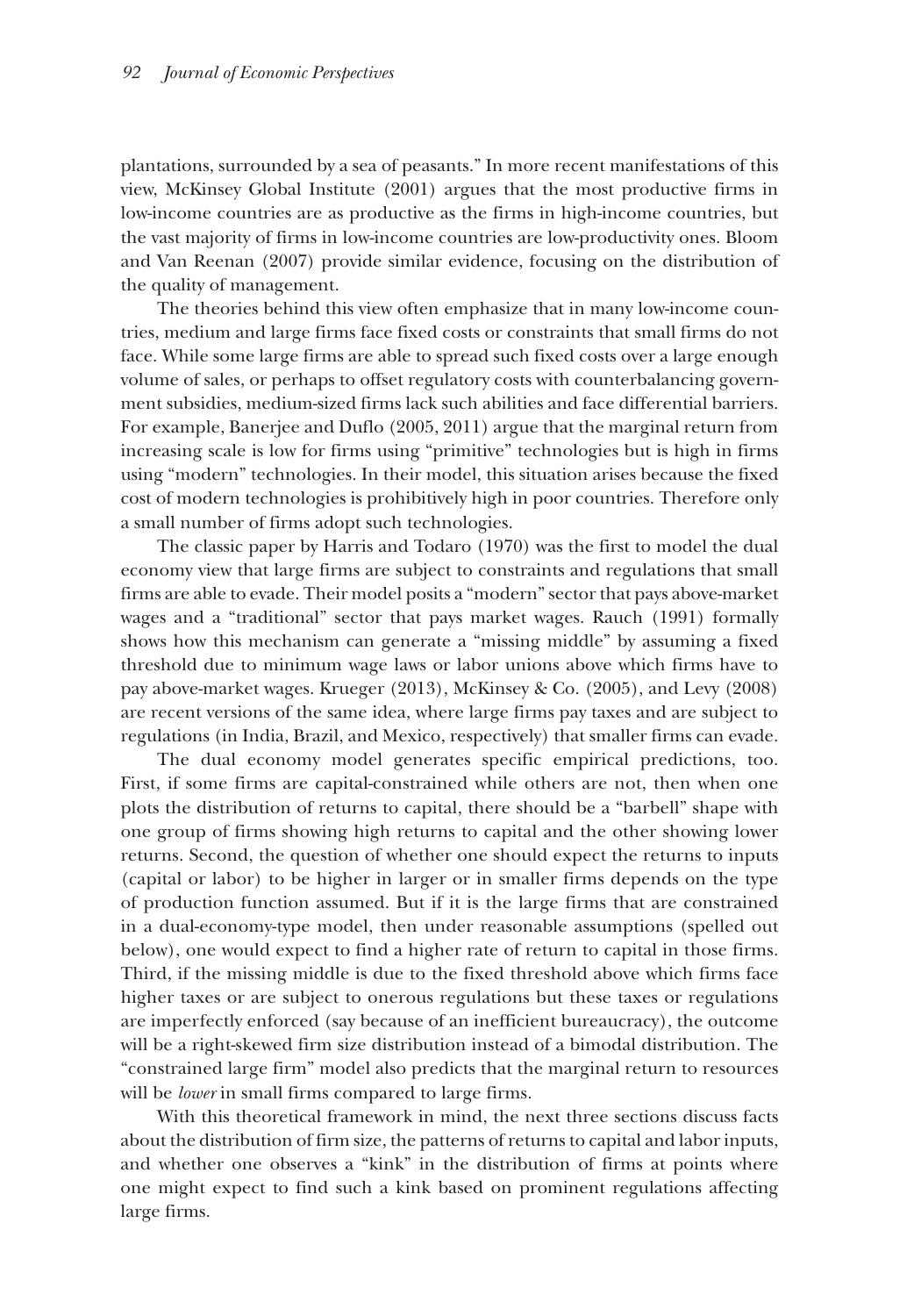plantations, surrounded by a sea of peasants." In more recent manifestations of this view, McKinsey Global Institute (2001) argues that the most productive firms in low-income countries are as productive as the firms in high-income countries, but the vast majority of firms in low-income countries are low-productivity ones. Bloom and Van Reenan (2007) provide similar evidence, focusing on the distribution of the quality of management.

The theories behind this view often emphasize that in many low-income countries, medium and large firms face fixed costs or constraints that small firms do not face. While some large firms are able to spread such fixed costs over a large enough volume of sales, or perhaps to offset regulatory costs with counterbalancing government subsidies, medium-sized firms lack such abilities and face differential barriers. For example, Banerjee and Duflo (2005, 2011) argue that the marginal return from increasing scale is low for firms using "primitive" technologies but is high in firms using "modern" technologies. In their model, this situation arises because the fixed cost of modern technologies is prohibitively high in poor countries. Therefore only a small number of firms adopt such technologies.

The classic paper by Harris and Todaro (1970) was the first to model the dual economy view that large firms are subject to constraints and regulations that small firms are able to evade. Their model posits a "modern" sector that pays above-market wages and a "traditional" sector that pays market wages. Rauch (1991) formally shows how this mechanism can generate a "missing middle" by assuming a fixed threshold due to minimum wage laws or labor unions above which firms have to pay above-market wages. Krueger (2013), McKinsey & Co. (2005), and Levy (2008) are recent versions of the same idea, where large firms pay taxes and are subject to regulations (in India, Brazil, and Mexico, respectively) that smaller firms can evade.

The dual economy model generates specific empirical predictions, too. First, if some firms are capital-constrained while others are not, then when one plots the distribution of returns to capital, there should be a "barbell" shape with one group of firms showing high returns to capital and the other showing lower returns. Second, the question of whether one should expect the returns to inputs (capital or labor) to be higher in larger or in smaller firms depends on the type of production function assumed. But if it is the large firms that are constrained in a dual-economy-type model, then under reasonable assumptions (spelled out below), one would expect to find a higher rate of return to capital in those firms. Third, if the missing middle is due to the fixed threshold above which firms face higher taxes or are subject to onerous regulations but these taxes or regulations are imperfectly enforced (say because of an inefficient bureaucracy), the outcome will be a right-skewed firm size distribution instead of a bimodal distribution. The "constrained large firm" model also predicts that the marginal return to resources will be *lower* in small firms compared to large firms.

With this theoretical framework in mind, the next three sections discuss facts about the distribution of firm size, the patterns of returns to capital and labor inputs, and whether one observes a "kink" in the distribution of firms at points where one might expect to find such a kink based on prominent regulations affecting large firms.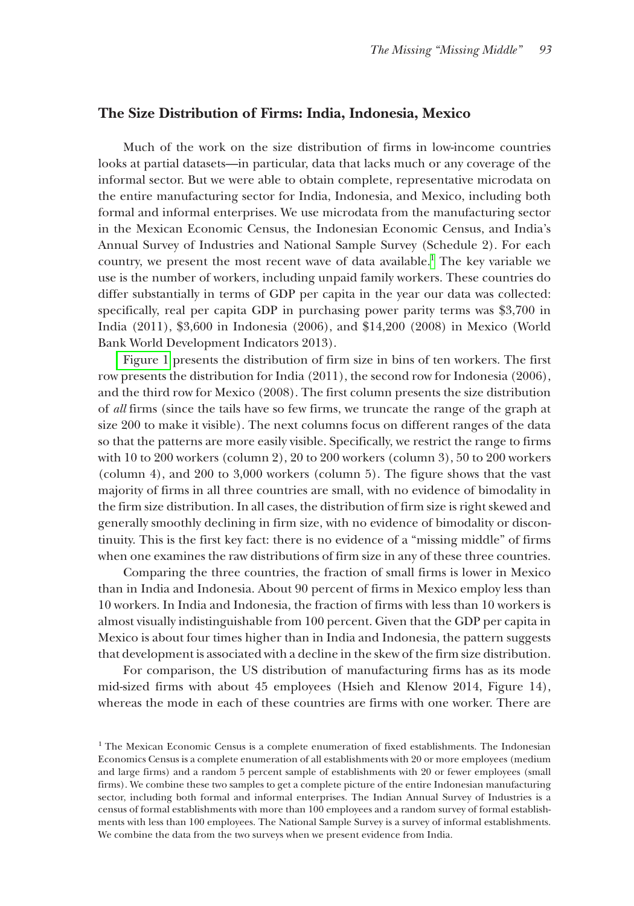## The Size Distribution of Firms: India, Indonesia, Mexico

Much of the work on the size distribution of firms in low-income countries looks at partial datasets—in particular, data that lacks much or any coverage of the informal sector. But we were able to obtain complete, representative microdata on the entire manufacturing sector for India, Indonesia, and Mexico, including both formal and informal enterprises. We use microdata from the manufacturing sector in the Mexican Economic Census, the Indonesian Economic Census, and India's Annual Survey of Industries and National Sample Survey (Schedule 2). For each country, we present the most recent wave of data available.[1] The key variable we use is the number of workers, including unpaid family workers. These countries do differ substantially in terms of GDP per capita in the year our data was collected: specifically, real per capita GDP in purchasing power parity terms was $3,700 in India (2011), $3,600 in Indonesia (2006), and $14,200 (2008) in Mexico (World Bank World Development Indicators 2013).

Figure 1 presents the distribution of firm size in bins of ten workers. The first row presents the distribution for India (2011), the second row for Indonesia (2006), and the third row for Mexico (2008). The first column presents the size distribution of *all* firms (since the tails have so few firms, we truncate the range of the graph at size 200 to make it visible). The next columns focus on different ranges of the data so that the patterns are more easily visible. Specifically, we restrict the range to firms with 10 to 200 workers (column 2), 20 to 200 workers (column 3), 50 to 200 workers (column 4), and 200 to 3,000 workers (column 5). The figure shows that the vast majority of firms in all three countries are small, with no evidence of bimodality in the firm size distribution. In all cases, the distribution of firm size is right skewed and generally smoothly declining in firm size, with no evidence of bimodality or discontinuity. This is the first key fact: there is no evidence of a "missing middle" of firms when one examines the raw distributions of firm size in any of these three countries.

Comparing the three countries, the fraction of small firms is lower in Mexico than in India and Indonesia. About 90 percent of firms in Mexico employ less than 10 workers. In India and Indonesia, the fraction of firms with less than 10 workers is almost visually indistinguishable from 100 percent. Given that the GDP per capita in Mexico is about four times higher than in India and Indonesia, the pattern suggests that development is associated with a decline in the skew of the firm size distribution.

For comparison, the US distribution of manufacturing firms has as its mode mid-sized firms with about 45 employees (Hsieh and Klenow 2014, Figure 14), whereas the mode in each of these countries are firms with one worker. There are

[1] The Mexican Economic Census is a complete enumeration of fixed establishments. The Indonesian Economics Census is a complete enumeration of all establishments with 20 or more employees (medium and large firms) and a random 5 percent sample of establishments with 20 or fewer employees (small firms). We combine these two samples to get a complete picture of the entire Indonesian manufacturing sector, including both formal and informal enterprises. The Indian Annual Survey of Industries is a census of formal establishments with more than 100 employees and a random survey of formal establishments with less than 100 employees. The National Sample Survey is a survey of informal establishments. We combine the data from the two surveys when we present evidence from India.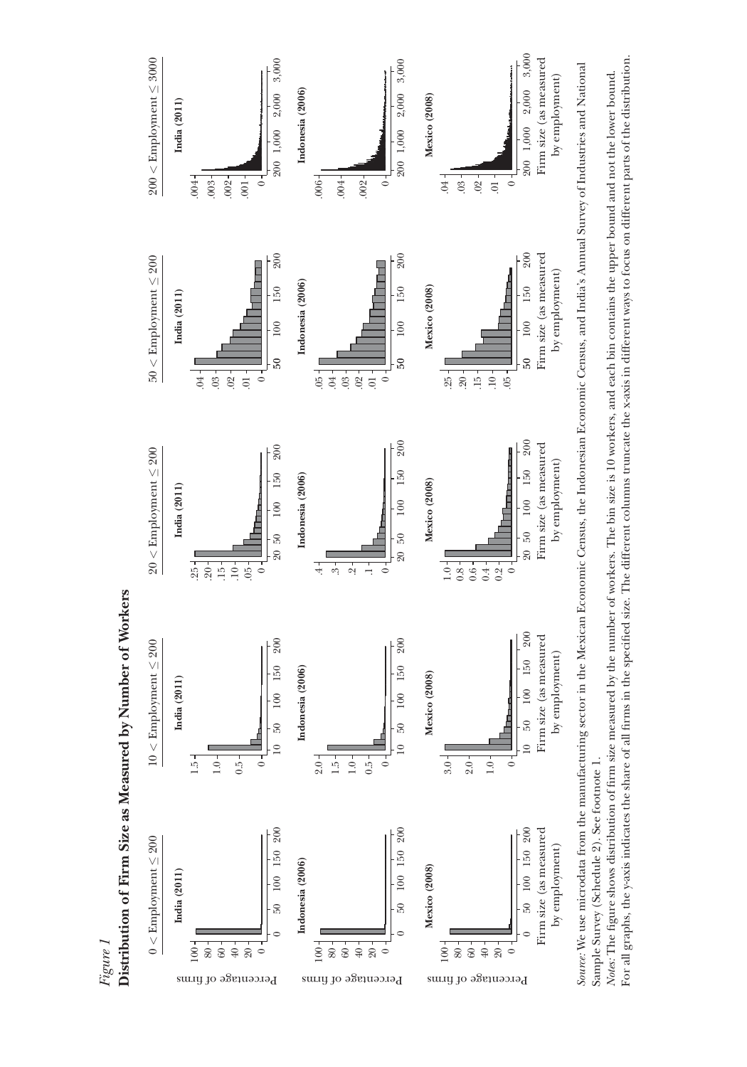*Figure 1*
**Distribution of Firm Size as Measured by Number of Workers**

*Source:* We use microdata from the manufacturing sector in the Mexican Economic Census, the Indonesian Economic Census, and India's Annual Survey of Industries and National Sample Survey (Schedule 2). See footnote 1.
*Notes:* The figure shows distribution of firm size measured by the number of workers. The bin size is 10 workers, and each bin contains the upper bound and not the lower bound. For all graphs, the y-axis indicates the share of all firms in the specified size. The different columns truncate the x-axis in different ways to focus on different parts of the distribution.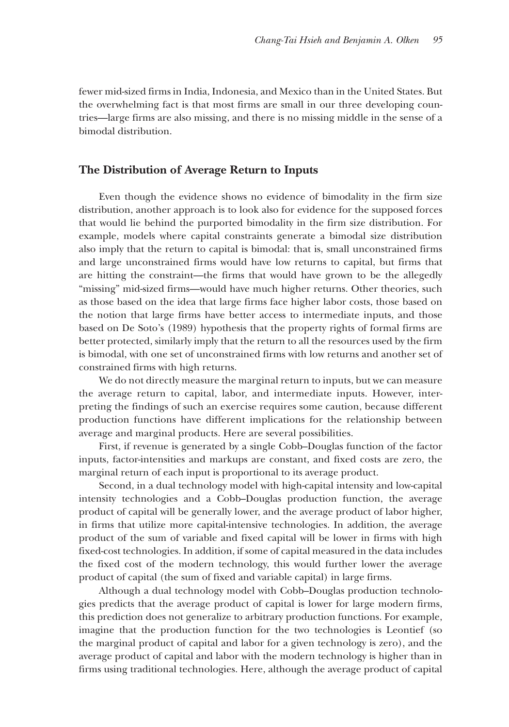fewer mid-sized firms in India, Indonesia, and Mexico than in the United States. But the overwhelming fact is that most firms are small in our three developing countries—large firms are also missing, and there is no missing middle in the sense of a bimodal distribution.

## The Distribution of Average Return to Inputs

Even though the evidence shows no evidence of bimodality in the firm size distribution, another approach is to look also for evidence for the supposed forces that would lie behind the purported bimodality in the firm size distribution. For example, models where capital constraints generate a bimodal size distribution also imply that the return to capital is bimodal: that is, small unconstrained firms and large unconstrained firms would have low returns to capital, but firms that are hitting the constraint—the firms that would have grown to be the allegedly "missing" mid-sized firms—would have much higher returns. Other theories, such as those based on the idea that large firms face higher labor costs, those based on the notion that large firms have better access to intermediate inputs, and those based on De Soto's (1989) hypothesis that the property rights of formal firms are better protected, similarly imply that the return to all the resources used by the firm is bimodal, with one set of unconstrained firms with low returns and another set of constrained firms with high returns.

We do not directly measure the marginal return to inputs, but we can measure the average return to capital, labor, and intermediate inputs. However, interpreting the findings of such an exercise requires some caution, because different production functions have different implications for the relationship between average and marginal products. Here are several possibilities.

First, if revenue is generated by a single Cobb–Douglas function of the factor inputs, factor-intensities and markups are constant, and fixed costs are zero, the marginal return of each input is proportional to its average product.

Second, in a dual technology model with high-capital intensity and low-capital intensity technologies and a Cobb–Douglas production function, the average product of capital will be generally lower, and the average product of labor higher, in firms that utilize more capital-intensive technologies. In addition, the average product of the sum of variable and fixed capital will be lower in firms with high fixed-cost technologies. In addition, if some of capital measured in the data includes the fixed cost of the modern technology, this would further lower the average product of capital (the sum of fixed and variable capital) in large firms.

Although a dual technology model with Cobb–Douglas production technologies predicts that the average product of capital is lower for large modern firms, this prediction does not generalize to arbitrary production functions. For example, imagine that the production function for the two technologies is Leontief (so the marginal product of capital and labor for a given technology is zero), and the average product of capital and labor with the modern technology is higher than in firms using traditional technologies. Here, although the average product of capital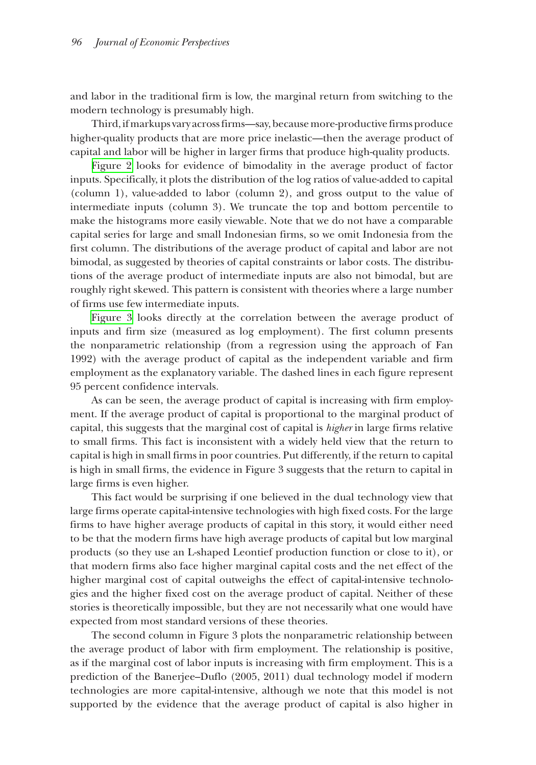and labor in the traditional firm is low, the marginal return from switching to the modern technology is presumably high.

Third, if markups vary across firms—say, because more-productive firms produce higher-quality products that are more price inelastic—then the average product of capital and labor will be higher in larger firms that produce high-quality products.

Figure 2 looks for evidence of bimodality in the average product of factor inputs. Specifically, it plots the distribution of the log ratios of value-added to capital (column 1), value-added to labor (column 2), and gross output to the value of intermediate inputs (column 3). We truncate the top and bottom percentile to make the histograms more easily viewable. Note that we do not have a comparable capital series for large and small Indonesian firms, so we omit Indonesia from the first column. The distributions of the average product of capital and labor are not bimodal, as suggested by theories of capital constraints or labor costs. The distributions of the average product of intermediate inputs are also not bimodal, but are roughly right skewed. This pattern is consistent with theories where a large number of firms use few intermediate inputs.

Figure 3 looks directly at the correlation between the average product of inputs and firm size (measured as log employment). The first column presents the nonparametric relationship (from a regression using the approach of Fan 1992) with the average product of capital as the independent variable and firm employment as the explanatory variable. The dashed lines in each figure represent 95 percent confidence intervals.

As can be seen, the average product of capital is increasing with firm employment. If the average product of capital is proportional to the marginal product of capital, this suggests that the marginal cost of capital is *higher* in large firms relative to small firms. This fact is inconsistent with a widely held view that the return to capital is high in small firms in poor countries. Put differently, if the return to capital is high in small firms, the evidence in Figure 3 suggests that the return to capital in large firms is even higher.

This fact would be surprising if one believed in the dual technology view that large firms operate capital-intensive technologies with high fixed costs. For the large firms to have higher average products of capital in this story, it would either need to be that the modern firms have high average products of capital but low marginal products (so they use an L-shaped Leontief production function or close to it), or that modern firms also face higher marginal capital costs and the net effect of the higher marginal cost of capital outweighs the effect of capital-intensive technologies and the higher fixed cost on the average product of capital. Neither of these stories is theoretically impossible, but they are not necessarily what one would have expected from most standard versions of these theories.

The second column in Figure 3 plots the nonparametric relationship between the average product of labor with firm employment. The relationship is positive, as if the marginal cost of labor inputs is increasing with firm employment. This is a prediction of the Banerjee–Duflo (2005, 2011) dual technology model if modern technologies are more capital-intensive, although we note that this model is not supported by the evidence that the average product of capital is also higher in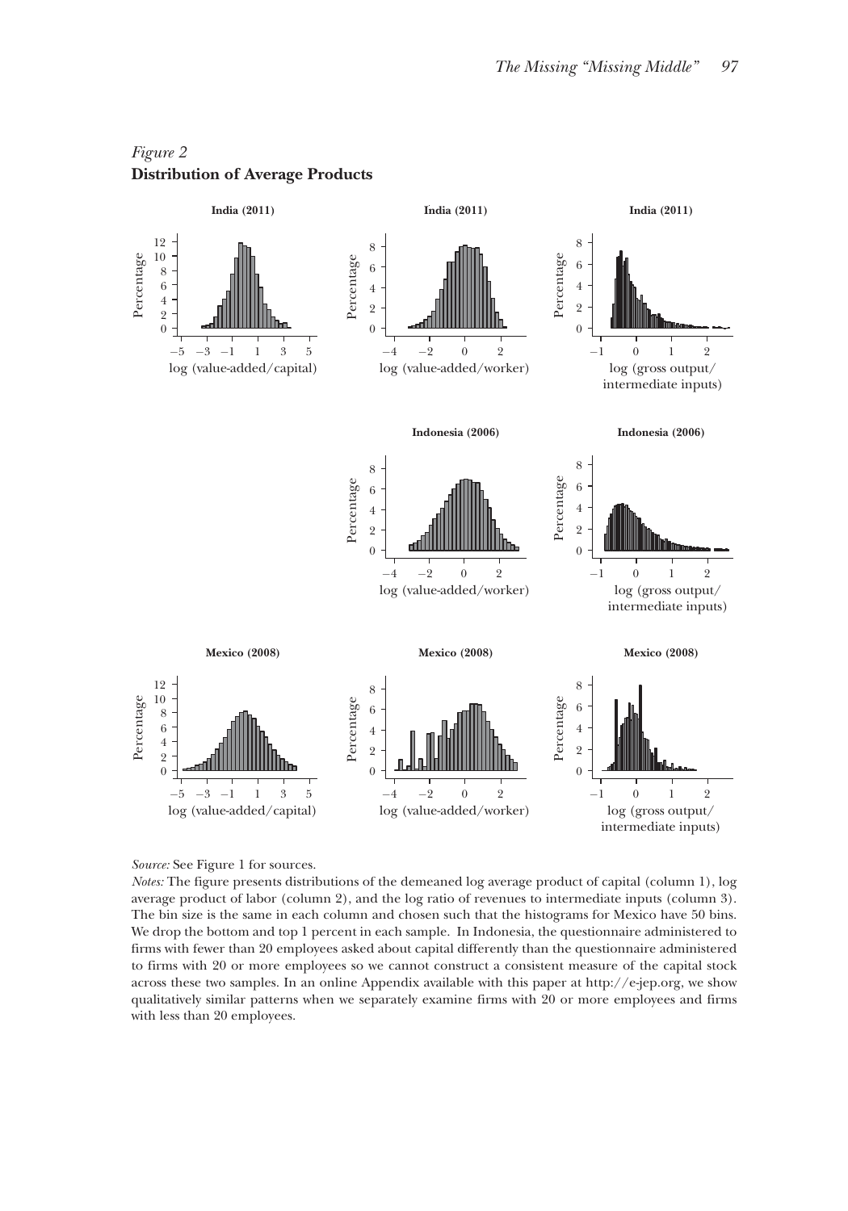*Figure 2*
**Distribution of Average Products**

*Source:* See Figure 1 for sources.
*Notes:* The figure presents distributions of the demeaned log average product of capital (column 1), log average product of labor (column 2), and the log ratio of revenues to intermediate inputs (column 3). The bin size is the same in each column and chosen such that the histograms for Mexico have 50 bins. We drop the bottom and top 1 percent in each sample. In Indonesia, the questionnaire administered to firms with fewer than 20 employees asked about capital differently than the questionnaire administered to firms with 20 or more employees so we cannot construct a consistent measure of the capital stock across these two samples. In an online Appendix available with this paper at http://e-jep.org, we show qualitatively similar patterns when we separately examine firms with 20 or more employees and firms with less than 20 employees.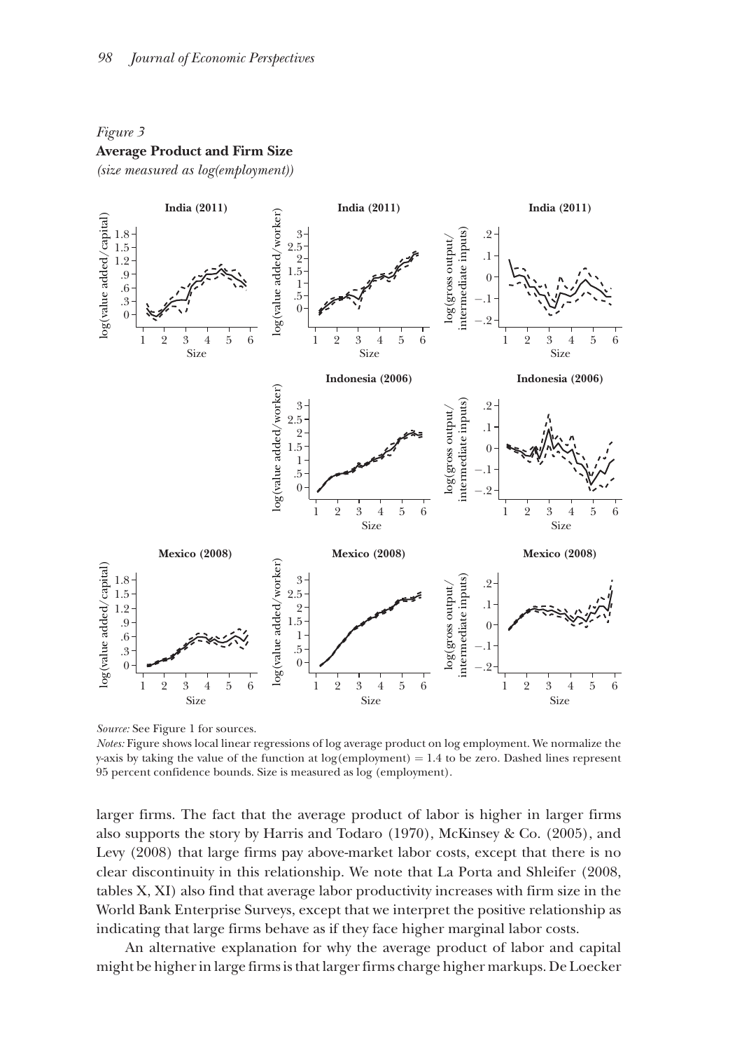*Figure 3*
**Average Product and Firm Size**
*(size measured as log(employment))*

*Source:* See Figure 1 for sources.
*Notes:* Figure shows local linear regressions of log average product on log employment. We normalize the y-axis by taking the value of the function at log(employment) = 1.4 to be zero. Dashed lines represent 95 percent confidence bounds. Size is measured as log (employment).

larger firms. The fact that the average product of labor is higher in larger firms also supports the story by Harris and Todaro (1970), McKinsey & Co. (2005), and Levy (2008) that large firms pay above-market labor costs, except that there is no clear discontinuity in this relationship. We note that La Porta and Shleifer (2008, tables X, XI) also find that average labor productivity increases with firm size in the World Bank Enterprise Surveys, except that we interpret the positive relationship as indicating that large firms behave as if they face higher marginal labor costs.

An alternative explanation for why the average product of labor and capital might be higher in large firms is that larger firms charge higher markups. De Loecker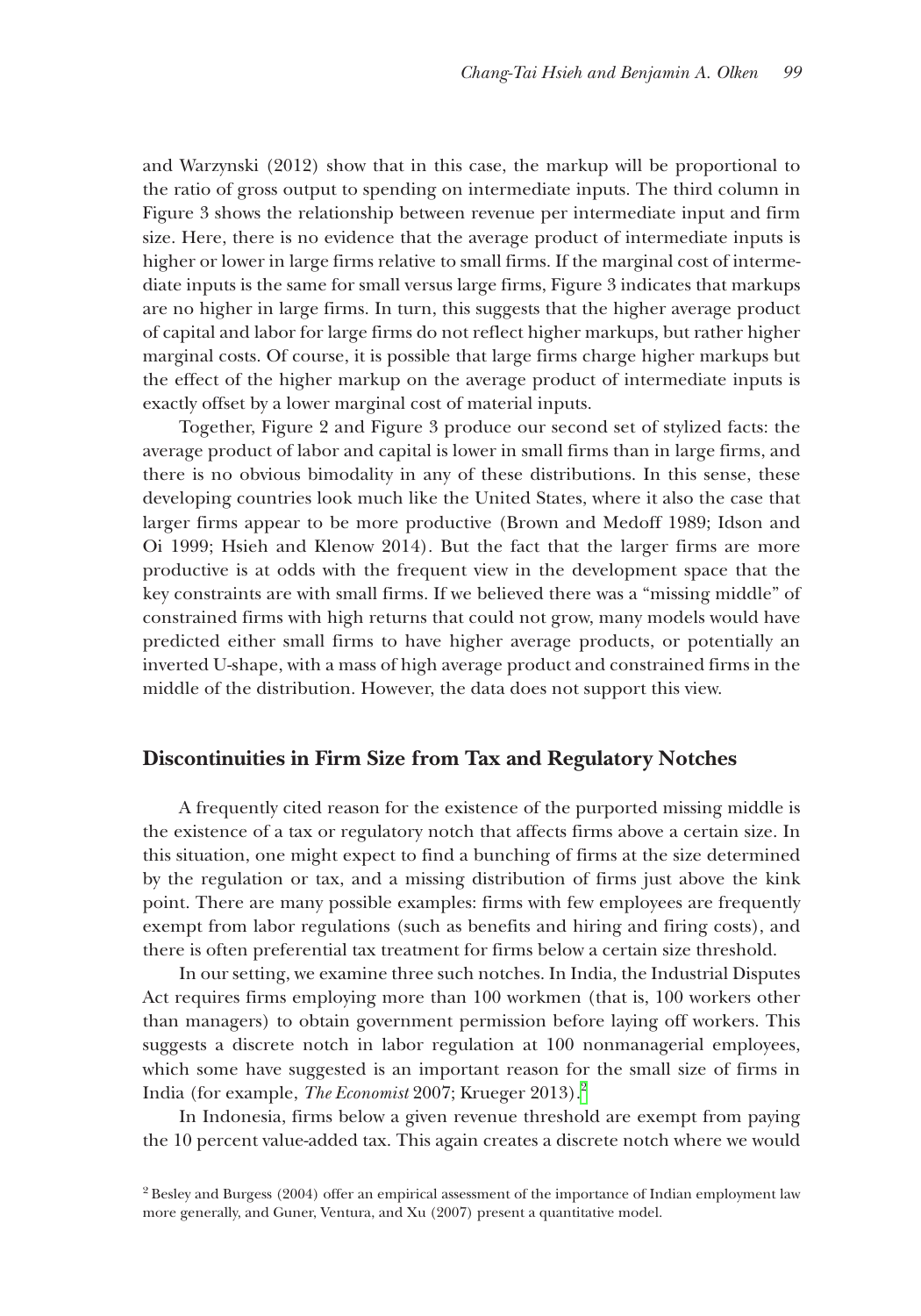and Warzynski (2012) show that in this case, the markup will be proportional to the ratio of gross output to spending on intermediate inputs. The third column in Figure 3 shows the relationship between revenue per intermediate input and firm size. Here, there is no evidence that the average product of intermediate inputs is higher or lower in large firms relative to small firms. If the marginal cost of intermediate inputs is the same for small versus large firms, Figure 3 indicates that markups are no higher in large firms. In turn, this suggests that the higher average product of capital and labor for large firms do not reflect higher markups, but rather higher marginal costs. Of course, it is possible that large firms charge higher markups but the effect of the higher markup on the average product of intermediate inputs is exactly offset by a lower marginal cost of material inputs.

Together, Figure 2 and Figure 3 produce our second set of stylized facts: the average product of labor and capital is lower in small firms than in large firms, and there is no obvious bimodality in any of these distributions. In this sense, these developing countries look much like the United States, where it also the case that larger firms appear to be more productive (Brown and Medoff 1989; Idson and Oi 1999; Hsieh and Klenow 2014). But the fact that the larger firms are more productive is at odds with the frequent view in the development space that the key constraints are with small firms. If we believed there was a "missing middle" of constrained firms with high returns that could not grow, many models would have predicted either small firms to have higher average products, or potentially an inverted U-shape, with a mass of high average product and constrained firms in the middle of the distribution. However, the data does not support this view.

## Discontinuities in Firm Size from Tax and Regulatory Notches

A frequently cited reason for the existence of the purported missing middle is the existence of a tax or regulatory notch that affects firms above a certain size. In this situation, one might expect to find a bunching of firms at the size determined by the regulation or tax, and a missing distribution of firms just above the kink point. There are many possible examples: firms with few employees are frequently exempt from labor regulations (such as benefits and hiring and firing costs), and there is often preferential tax treatment for firms below a certain size threshold.

In our setting, we examine three such notches. In India, the Industrial Disputes Act requires firms employing more than 100 workmen (that is, 100 workers other than managers) to obtain government permission before laying off workers. This suggests a discrete notch in labor regulation at 100 nonmanagerial employees, which some have suggested is an important reason for the small size of firms in India (for example, *The Economist* 2007; Krueger 2013).[2]

In Indonesia, firms below a given revenue threshold are exempt from paying the 10 percent value-added tax. This again creates a discrete notch where we would

[2] Besley and Burgess (2004) offer an empirical assessment of the importance of Indian employment law more generally, and Guner, Ventura, and Xu (2007) present a quantitative model.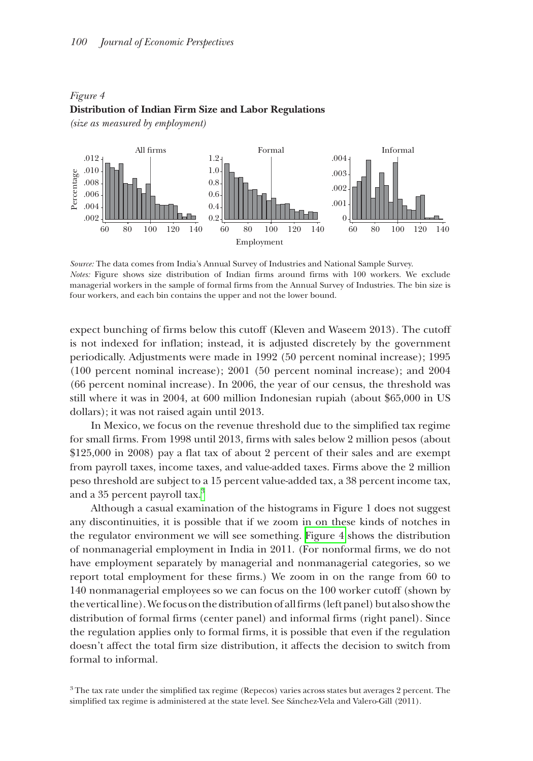*Figure 4*
**Distribution of Indian Firm Size and Labor Regulations**
*(size as measured by employment)*

*Source:* The data comes from India's Annual Survey of Industries and National Sample Survey.
*Notes:* Figure shows size distribution of Indian firms around firms with 100 workers. We exclude managerial workers in the sample of formal firms from the Annual Survey of Industries. The bin size is four workers, and each bin contains the upper and not the lower bound.

expect bunching of firms below this cutoff (Kleven and Waseem 2013). The cutoff is not indexed for inflation; instead, it is adjusted discretely by the government periodically. Adjustments were made in 1992 (50 percent nominal increase); 1995 (100 percent nominal increase); 2001 (50 percent nominal increase); and 2004 (66 percent nominal increase). In 2006, the year of our census, the threshold was still where it was in 2004, at 600 million Indonesian rupiah (about $65,000 in US dollars); it was not raised again until 2013.

In Mexico, we focus on the revenue threshold due to the simplified tax regime for small firms. From 1998 until 2013, firms with sales below 2 million pesos (about $125,000 in 2008) pay a flat tax of about 2 percent of their sales and are exempt from payroll taxes, income taxes, and value-added taxes. Firms above the 2 million peso threshold are subject to a 15 percent value-added tax, a 38 percent income tax, and a 35 percent payroll tax.[3]

Although a casual examination of the histograms in Figure 1 does not suggest any discontinuities, it is possible that if we zoom in on these kinds of notches in the regulator environment we will see something. Figure 4 shows the distribution of nonmanagerial employment in India in 2011. (For nonformal firms, we do not have employment separately by managerial and nonmanagerial categories, so we report total employment for these firms.) We zoom in on the range from 60 to 140 nonmanagerial employees so we can focus on the 100 worker cutoff (shown by the vertical line). We focus on the distribution of all firms (left panel) but also show the distribution of formal firms (center panel) and informal firms (right panel). Since the regulation applies only to formal firms, it is possible that even if the regulation doesn't affect the total firm size distribution, it affects the decision to switch from formal to informal.

[3] The tax rate under the simplified tax regime (Repecos) varies across states but averages 2 percent. The simplified tax regime is administered at the state level. See Sánchez-Vela and Valero-Gill (2011).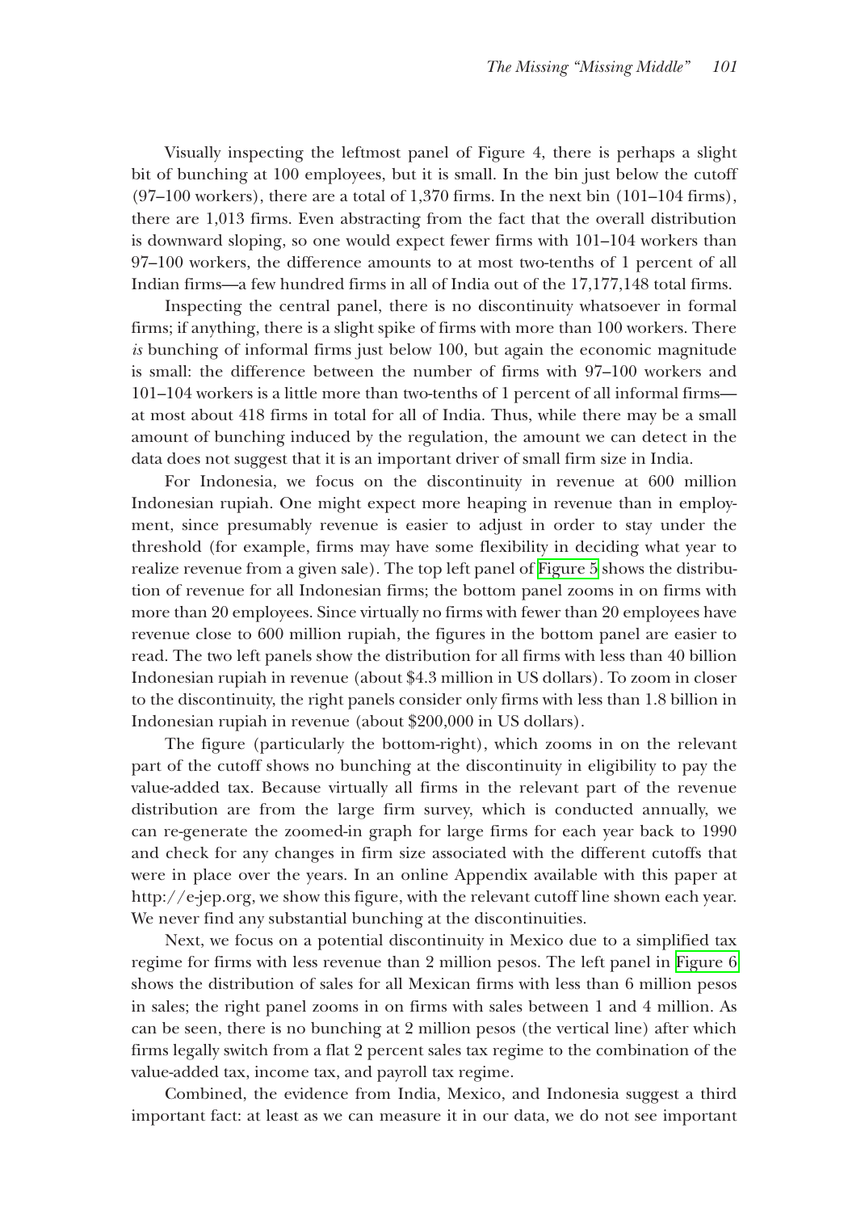Visually inspecting the leftmost panel of Figure 4, there is perhaps a slight bit of bunching at 100 employees, but it is small. In the bin just below the cutoff (97–100 workers), there are a total of 1,370 firms. In the next bin (101–104 firms), there are 1,013 firms. Even abstracting from the fact that the overall distribution is downward sloping, so one would expect fewer firms with 101–104 workers than 97–100 workers, the difference amounts to at most two-tenths of 1 percent of all Indian firms—a few hundred firms in all of India out of the 17,177,148 total firms.

Inspecting the central panel, there is no discontinuity whatsoever in formal firms; if anything, there is a slight spike of firms with more than 100 workers. There *is* bunching of informal firms just below 100, but again the economic magnitude is small: the difference between the number of firms with 97–100 workers and 101–104 workers is a little more than two-tenths of 1 percent of all informal firms—at most about 418 firms in total for all of India. Thus, while there may be a small amount of bunching induced by the regulation, the amount we can detect in the data does not suggest that it is an important driver of small firm size in India.

For Indonesia, we focus on the discontinuity in revenue at 600 million Indonesian rupiah. One might expect more heaping in revenue than in employment, since presumably revenue is easier to adjust in order to stay under the threshold (for example, firms may have some flexibility in deciding what year to realize revenue from a given sale). The top left panel of Figure 5 shows the distribution of revenue for all Indonesian firms; the bottom panel zooms in on firms with more than 20 employees. Since virtually no firms with fewer than 20 employees have revenue close to 600 million rupiah, the figures in the bottom panel are easier to read. The two left panels show the distribution for all firms with less than 40 billion Indonesian rupiah in revenue (about $4.3 million in US dollars). To zoom in closer to the discontinuity, the right panels consider only firms with less than 1.8 billion in Indonesian rupiah in revenue (about $200,000 in US dollars).

The figure (particularly the bottom-right), which zooms in on the relevant part of the cutoff shows no bunching at the discontinuity in eligibility to pay the value-added tax. Because virtually all firms in the relevant part of the revenue distribution are from the large firm survey, which is conducted annually, we can re-generate the zoomed-in graph for large firms for each year back to 1990 and check for any changes in firm size associated with the different cutoffs that were in place over the years. In an online Appendix available with this paper at http://e-jep.org, we show this figure, with the relevant cutoff line shown each year. We never find any substantial bunching at the discontinuities.

Next, we focus on a potential discontinuity in Mexico due to a simplified tax regime for firms with less revenue than 2 million pesos. The left panel in Figure 6 shows the distribution of sales for all Mexican firms with less than 6 million pesos in sales; the right panel zooms in on firms with sales between 1 and 4 million. As can be seen, there is no bunching at 2 million pesos (the vertical line) after which firms legally switch from a flat 2 percent sales tax regime to the combination of the value-added tax, income tax, and payroll tax regime.

Combined, the evidence from India, Mexico, and Indonesia suggest a third important fact: at least as we can measure it in our data, we do not see important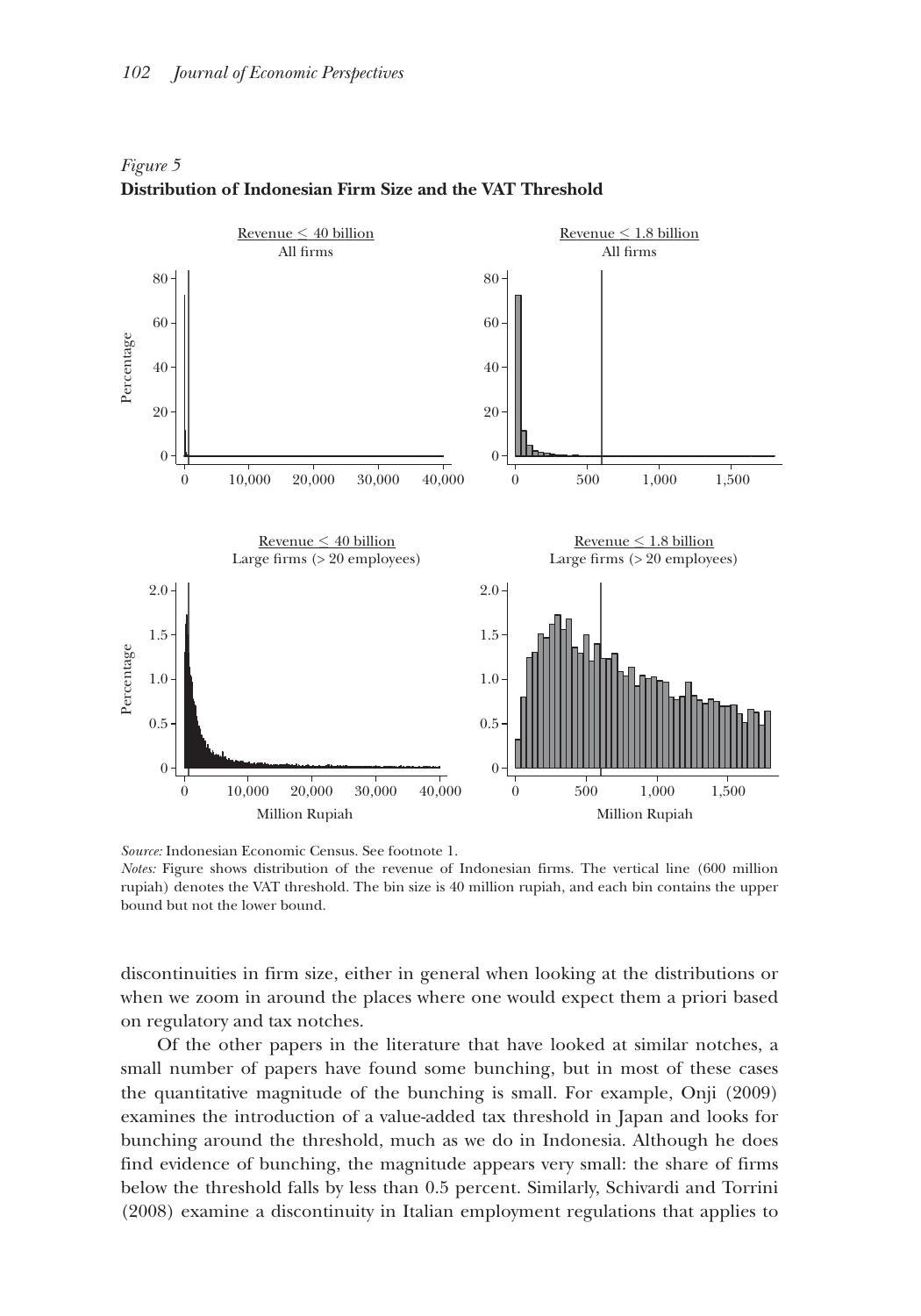*Figure 5*
**Distribution of Indonesian Firm Size and the VAT Threshold**

*Source:* Indonesian Economic Census. See footnote 1.
*Notes:* Figure shows distribution of the revenue of Indonesian firms. The vertical line (600 million rupiah) denotes the VAT threshold. The bin size is 40 million rupiah, and each bin contains the upper bound but not the lower bound.

discontinuities in firm size, either in general when looking at the distributions or when we zoom in around the places where one would expect them a priori based on regulatory and tax notches.

Of the other papers in the literature that have looked at similar notches, a small number of papers have found some bunching, but in most of these cases the quantitative magnitude of the bunching is small. For example, Onji (2009) examines the introduction of a value-added tax threshold in Japan and looks for bunching around the threshold, much as we do in Indonesia. Although he does find evidence of bunching, the magnitude appears very small: the share of firms below the threshold falls by less than 0.5 percent. Similarly, Schivardi and Torrini (2008) examine a discontinuity in Italian employment regulations that applies to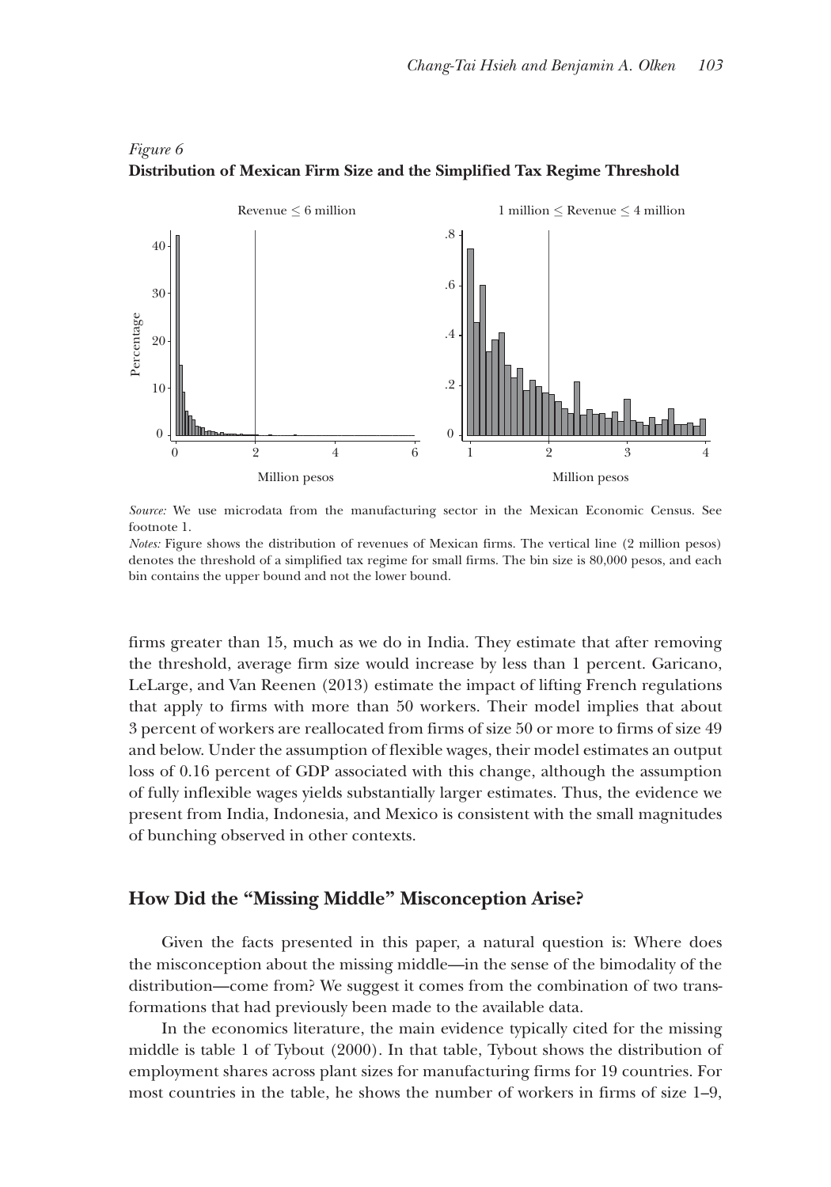*Figure 6*
**Distribution of Mexican Firm Size and the Simplified Tax Regime Threshold**

*Source:* We use microdata from the manufacturing sector in the Mexican Economic Census. See footnote 1.
*Notes:* Figure shows the distribution of revenues of Mexican firms. The vertical line (2 million pesos) denotes the threshold of a simplified tax regime for small firms. The bin size is 80,000 pesos, and each bin contains the upper bound and not the lower bound.

firms greater than 15, much as we do in India. They estimate that after removing the threshold, average firm size would increase by less than 1 percent. Garicano, LeLarge, and Van Reenen (2013) estimate the impact of lifting French regulations that apply to firms with more than 50 workers. Their model implies that about 3 percent of workers are reallocated from firms of size 50 or more to firms of size 49 and below. Under the assumption of flexible wages, their model estimates an output loss of 0.16 percent of GDP associated with this change, although the assumption of fully inflexible wages yields substantially larger estimates. Thus, the evidence we present from India, Indonesia, and Mexico is consistent with the small magnitudes of bunching observed in other contexts.

## How Did the "Missing Middle" Misconception Arise?

Given the facts presented in this paper, a natural question is: Where does the misconception about the missing middle—in the sense of the bimodality of the distribution—come from? We suggest it comes from the combination of two transformations that had previously been made to the available data.

In the economics literature, the main evidence typically cited for the missing middle is table 1 of Tybout (2000). In that table, Tybout shows the distribution of employment shares across plant sizes for manufacturing firms for 19 countries. For most countries in the table, he shows the number of workers in firms of size 1–9,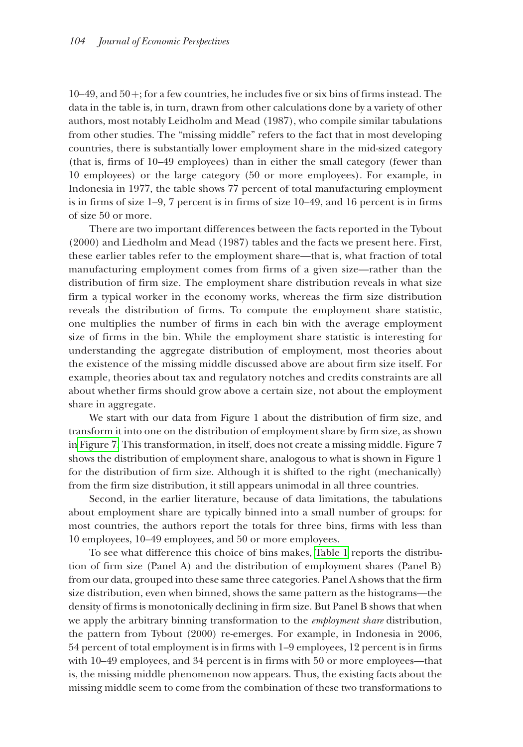10–49, and 50+; for a few countries, he includes five or six bins of firms instead. The data in the table is, in turn, drawn from other calculations done by a variety of other authors, most notably Leidholm and Mead (1987), who compile similar tabulations from other studies. The "missing middle" refers to the fact that in most developing countries, there is substantially lower employment share in the mid-sized category (that is, firms of 10–49 employees) than in either the small category (fewer than 10 employees) or the large category (50 or more employees). For example, in Indonesia in 1977, the table shows 77 percent of total manufacturing employment is in firms of size 1–9, 7 percent is in firms of size 10–49, and 16 percent is in firms of size 50 or more.

There are two important differences between the facts reported in the Tybout (2000) and Liedholm and Mead (1987) tables and the facts we present here. First, these earlier tables refer to the employment share—that is, what fraction of total manufacturing employment comes from firms of a given size—rather than the distribution of firm size. The employment share distribution reveals in what size firm a typical worker in the economy works, whereas the firm size distribution reveals the distribution of firms. To compute the employment share statistic, one multiplies the number of firms in each bin with the average employment size of firms in the bin. While the employment share statistic is interesting for understanding the aggregate distribution of employment, most theories about the existence of the missing middle discussed above are about firm size itself. For example, theories about tax and regulatory notches and credits constraints are all about whether firms should grow above a certain size, not about the employment share in aggregate.

We start with our data from Figure 1 about the distribution of firm size, and transform it into one on the distribution of employment share by firm size, as shown in Figure 7. This transformation, in itself, does not create a missing middle. Figure 7 shows the distribution of employment share, analogous to what is shown in Figure 1 for the distribution of firm size. Although it is shifted to the right (mechanically) from the firm size distribution, it still appears unimodal in all three countries.

Second, in the earlier literature, because of data limitations, the tabulations about employment share are typically binned into a small number of groups: for most countries, the authors report the totals for three bins, firms with less than 10 employees, 10–49 employees, and 50 or more employees.

To see what difference this choice of bins makes, Table 1 reports the distribution of firm size (Panel A) and the distribution of employment shares (Panel B) from our data, grouped into these same three categories. Panel A shows that the firm size distribution, even when binned, shows the same pattern as the histograms—the density of firms is monotonically declining in firm size. But Panel B shows that when we apply the arbitrary binning transformation to the *employment share* distribution, the pattern from Tybout (2000) re-emerges. For example, in Indonesia in 2006, 54 percent of total employment is in firms with 1–9 employees, 12 percent is in firms with 10–49 employees, and 34 percent is in firms with 50 or more employees—that is, the missing middle phenomenon now appears. Thus, the existing facts about the missing middle seem to come from the combination of these two transformations to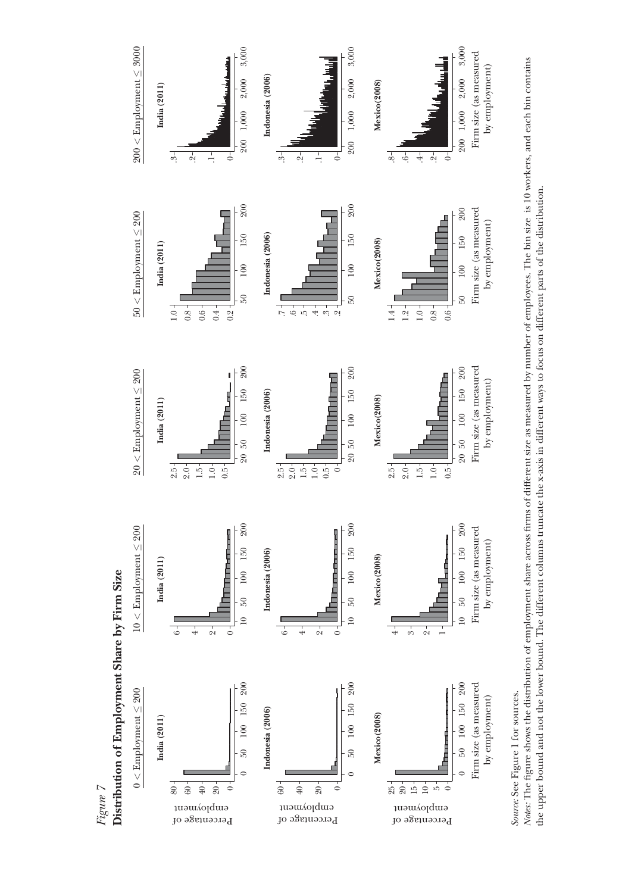*Figure 7*
**Distribution of Employment Share by Firm Size**

*Source:* See Figure 1 for sources.
*Notes:* The figure shows the distribution of employment share across firms of different size as measured by number of employees. The bin size is 10 workers, and each bin contains the upper bound and not the lower bound. The different columns truncate the x-axis in different ways to focus on different parts of the distribution.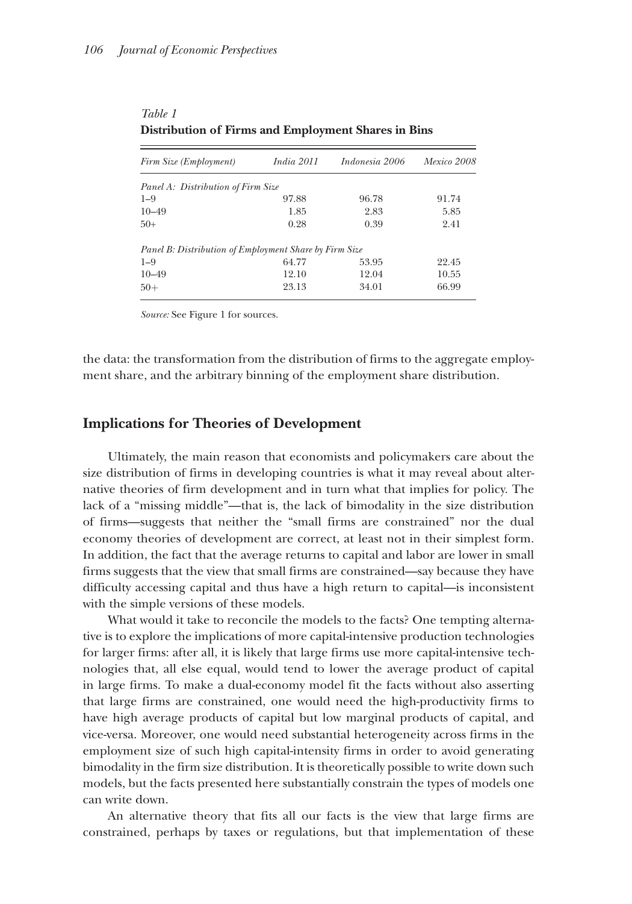*Table 1*
**Distribution of Firms and Employment Shares in Bins**

| *Firm Size (Employment)* | *India 2011* | *Indonesia 2006* | *Mexico 2008* |
|---|---|---|---|
| *Panel A: Distribution of Firm Size* | | | |
| 1–9 | 97.88 | 96.78 | 91.74 |
| 10–49 | 1.85 | 2.83 | 5.85 |
| 50+ | 0.28 | 0.39 | 2.41 |
| *Panel B: Distribution of Employment Share by Firm Size* | | | |
| 1–9 | 64.77 | 53.95 | 22.45 |
| 10–49 | 12.10 | 12.04 | 10.55 |
| 50+ | 23.13 | 34.01 | 66.99 |

*Source:* See Figure 1 for sources.

the data: the transformation from the distribution of firms to the aggregate employment share, and the arbitrary binning of the employment share distribution.

## Implications for Theories of Development

Ultimately, the main reason that economists and policymakers care about the size distribution of firms in developing countries is what it may reveal about alternative theories of firm development and in turn what that implies for policy. The lack of a "missing middle"—that is, the lack of bimodality in the size distribution of firms—suggests that neither the "small firms are constrained" nor the dual economy theories of development are correct, at least not in their simplest form. In addition, the fact that the average returns to capital and labor are lower in small firms suggests that the view that small firms are constrained—say because they have difficulty accessing capital and thus have a high return to capital—is inconsistent with the simple versions of these models.

What would it take to reconcile the models to the facts? One tempting alternative is to explore the implications of more capital-intensive production technologies for larger firms: after all, it is likely that large firms use more capital-intensive technologies that, all else equal, would tend to lower the average product of capital in large firms. To make a dual-economy model fit the facts without also asserting that large firms are constrained, one would need the high-productivity firms to have high average products of capital but low marginal products of capital, and vice-versa. Moreover, one would need substantial heterogeneity across firms in the employment size of such high capital-intensity firms in order to avoid generating bimodality in the firm size distribution. It is theoretically possible to write down such models, but the facts presented here substantially constrain the types of models one can write down.

An alternative theory that fits all our facts is the view that large firms are constrained, perhaps by taxes or regulations, but that implementation of these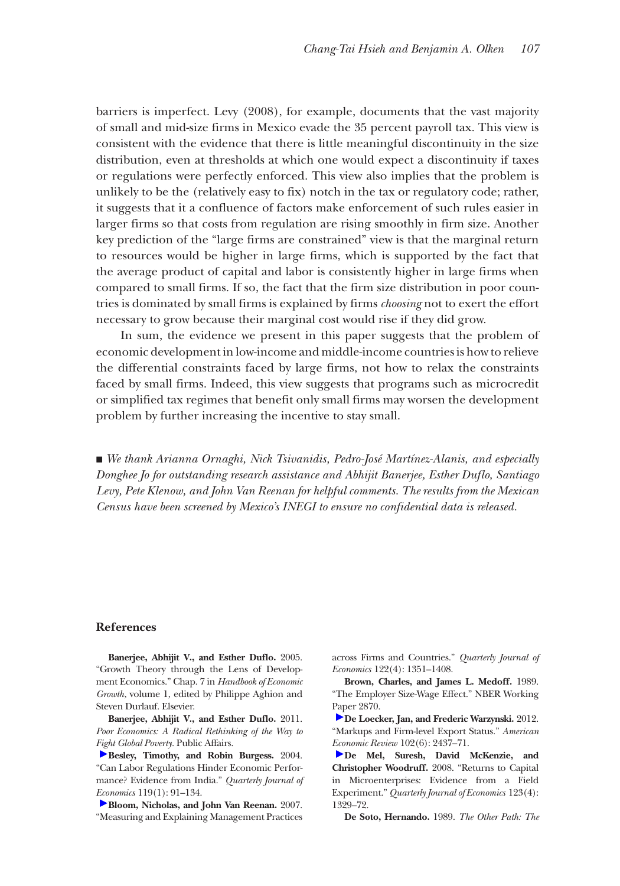barriers is imperfect. Levy (2008), for example, documents that the vast majority of small and mid-size firms in Mexico evade the 35 percent payroll tax. This view is consistent with the evidence that there is little meaningful discontinuity in the size distribution, even at thresholds at which one would expect a discontinuity if taxes or regulations were perfectly enforced. This view also implies that the problem is unlikely to be the (relatively easy to fix) notch in the tax or regulatory code; rather, it suggests that it a confluence of factors make enforcement of such rules easier in larger firms so that costs from regulation are rising smoothly in firm size. Another key prediction of the "large firms are constrained" view is that the marginal return to resources would be higher in large firms, which is supported by the fact that the average product of capital and labor is consistently higher in large firms when compared to small firms. If so, the fact that the firm size distribution in poor countries is dominated by small firms is explained by firms *choosing* not to exert the effort necessary to grow because their marginal cost would rise if they did grow.

In sum, the evidence we present in this paper suggests that the problem of economic development in low-income and middle-income countries is how to relieve the differential constraints faced by large firms, not how to relax the constraints faced by small firms. Indeed, this view suggests that programs such as microcredit or simplified tax regimes that benefit only small firms may worsen the development problem by further increasing the incentive to stay small.

■ *We thank Arianna Ornaghi, Nick Tsivanidis, Pedro-José Martínez-Alanis, and especially Donghee Jo for outstanding research assistance and Abhijit Banerjee, Esther Duflo, Santiago Levy, Pete Klenow, and John Van Reenan for helpful comments. The results from the Mexican Census have been screened by Mexico's INEGI to ensure no confidential data is released.*

## References

**Banerjee, Abhijit V., and Esther Duflo.** 2005. "Growth Theory through the Lens of Development Economics." Chap. 7 in *Handbook of Economic Growth*, volume 1, edited by Philippe Aghion and Steven Durlauf. Elsevier.

**Banerjee, Abhijit V., and Esther Duflo.** 2011. *Poor Economics: A Radical Rethinking of the Way to Fight Global Poverty*. Public Affairs.

**Besley, Timothy, and Robin Burgess.** 2004. "Can Labor Regulations Hinder Economic Performance? Evidence from India." *Quarterly Journal of Economics* 119(1): 91–134.

**Bloom, Nicholas, and John Van Reenan.** 2007. "Measuring and Explaining Management Practices across Firms and Countries." *Quarterly Journal of Economics* 122(4): 1351–1408.

**Brown, Charles, and James L. Medoff.** 1989. "The Employer Size-Wage Effect." NBER Working Paper 2870.

**De Loecker, Jan, and Frederic Warzynski.** 2012. "Markups and Firm-level Export Status." *American Economic Review* 102(6): 2437–71.

**De Mel, Suresh, David McKenzie, and Christopher Woodruff.** 2008. "Returns to Capital in Microenterprises: Evidence from a Field Experiment." *Quarterly Journal of Economics* 123(4): 1329–72.

**De Soto, Hernando.** 1989. *The Other Path: The*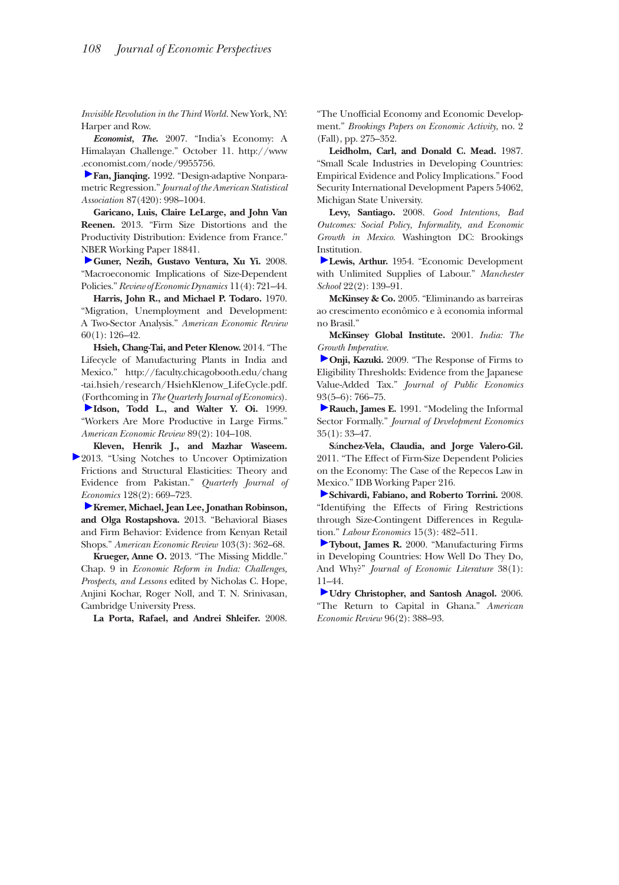*Invisible Revolution in the Third World.* New York, NY: Harper and Row.

***Economist, The.*** 2007. "India's Economy: A Himalayan Challenge." October 11. http://www.economist.com/node/9955756.

**Fan, Jianqing.** 1992. "Design-adaptive Nonparametric Regression." *Journal of the American Statistical Association* 87(420): 998–1004.

**Garicano, Luis, Claire LeLarge, and John Van Reenen.** 2013. "Firm Size Distortions and the Productivity Distribution: Evidence from France." NBER Working Paper 18841.

**Guner, Nezih, Gustavo Ventura, Xu Yi.** 2008. "Macroeconomic Implications of Size-Dependent Policies." *Review of Economic Dynamics* 11(4): 721–44.

**Harris, John R., and Michael P. Todaro.** 1970. "Migration, Unemployment and Development: A Two-Sector Analysis." *American Economic Review* 60(1): 126–42.

**Hsieh, Chang-Tai, and Peter Klenow.** 2014. "The Lifecycle of Manufacturing Plants in India and Mexico." http://faculty.chicagobooth.edu/chang-tai.hsieh/research/HsiehKlenow_LifeCycle.pdf. (Forthcoming in *The Quarterly Journal of Economics*).

**Idson, Todd L., and Walter Y. Oi.** 1999. "Workers Are More Productive in Large Firms." *American Economic Review* 89(2): 104–108.

**Kleven, Henrik J., and Mazhar Waseem.** 2013. "Using Notches to Uncover Optimization Frictions and Structural Elasticities: Theory and Evidence from Pakistan." *Quarterly Journal of Economics* 128(2): 669–723.

**Kremer, Michael, Jean Lee, Jonathan Robinson, and Olga Rostapshova.** 2013. "Behavioral Biases and Firm Behavior: Evidence from Kenyan Retail Shops." *American Economic Review* 103(3): 362–68.

**Krueger, Anne O.** 2013. "The Missing Middle." Chap. 9 in *Economic Reform in India: Challenges, Prospects, and Lessons* edited by Nicholas C. Hope, Anjini Kochar, Roger Noll, and T. N. Srinivasan, Cambridge University Press.

**La Porta, Rafael, and Andrei Shleifer.** 2008. "The Unofficial Economy and Economic Development." *Brookings Papers on Economic Activity*, no. 2 (Fall), pp. 275–352.

**Leidholm, Carl, and Donald C. Mead.** 1987. "Small Scale Industries in Developing Countries: Empirical Evidence and Policy Implications." Food Security International Development Papers 54062, Michigan State University.

**Levy, Santiago.** 2008. *Good Intentions, Bad Outcomes: Social Policy, Informality, and Economic Growth in Mexico.* Washington DC: Brookings Institution.

**Lewis, Arthur.** 1954. "Economic Development with Unlimited Supplies of Labour." *Manchester School* 22(2): 139–91.

**McKinsey & Co.** 2005. "Eliminando as barreiras ao crescimento econômico e à economia informal no Brasil."

**McKinsey Global Institute.** 2001. *India: The Growth Imperative.*

**Onji, Kazuki.** 2009. "The Response of Firms to Eligibility Thresholds: Evidence from the Japanese Value-Added Tax." *Journal of Public Economics* 93(5–6): 766–75.

**Rauch, James E.** 1991. "Modeling the Informal Sector Formally." *Journal of Development Economics* 35(1): 33–47.

**Sánchez-Vela, Claudia, and Jorge Valero-Gil.** 2011. "The Effect of Firm-Size Dependent Policies on the Economy: The Case of the Repecos Law in Mexico." IDB Working Paper 216.

**Schivardi, Fabiano, and Roberto Torrini.** 2008. "Identifying the Effects of Firing Restrictions through Size-Contingent Differences in Regulation." *Labour Economics* 15(3): 482–511.

**Tybout, James R.** 2000. "Manufacturing Firms in Developing Countries: How Well Do They Do, And Why?" *Journal of Economic Literature* 38(1): 11–44.

**Udry Christopher, and Santosh Anagol.** 2006. "The Return to Capital in Ghana." *American Economic Review* 96(2): 388–93.